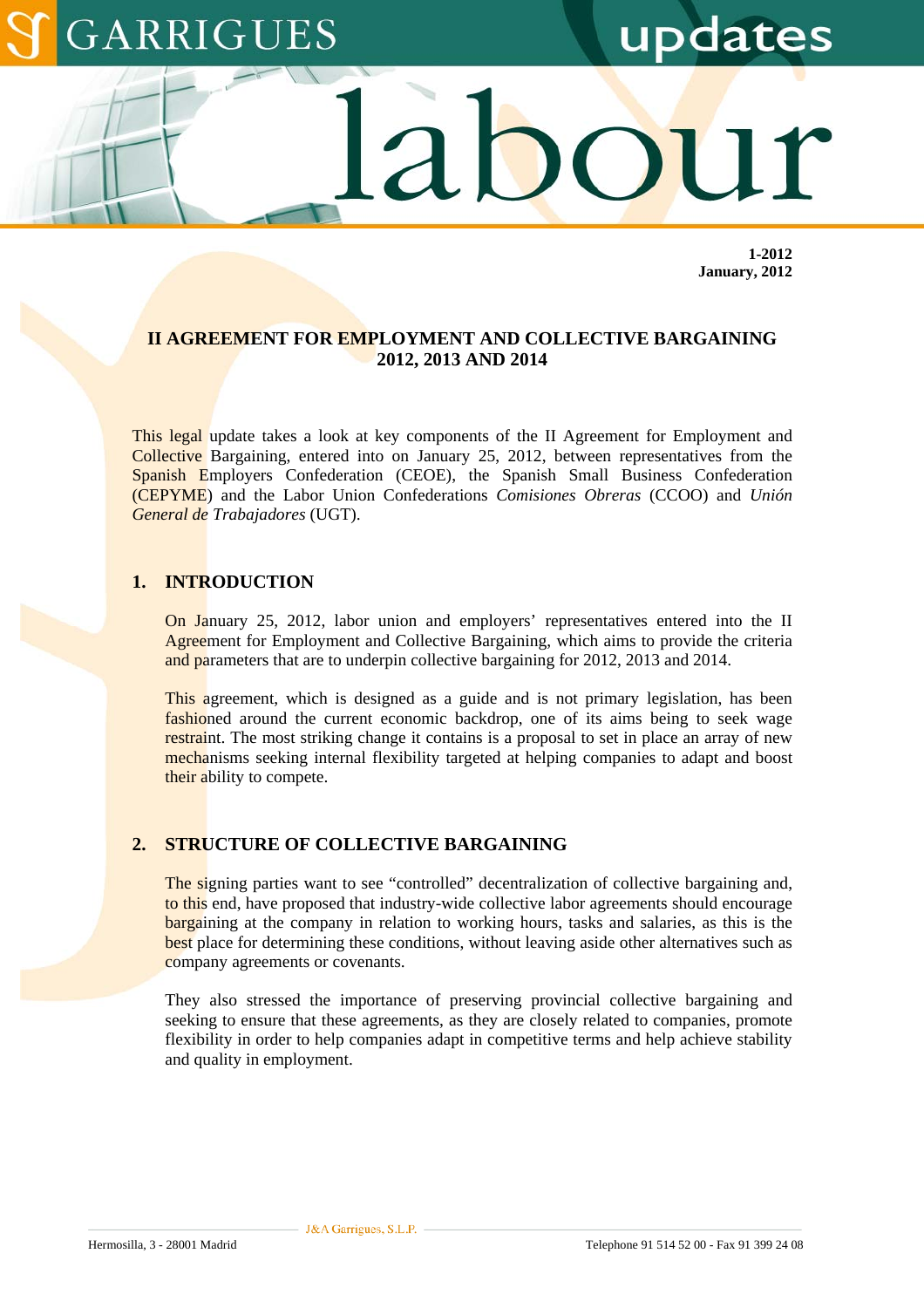**1-2012**
**January, 2012**

# II AGREEMENT FOR EMPLOYMENT AND COLLECTIVE BARGAINING 2012, 2013 AND 2014

This legal update takes a look at key components of the II Agreement for Employment and Collective Bargaining, entered into on January 25, 2012, between representatives from the Spanish Employers Confederation (CEOE), the Spanish Small Business Confederation (CEPYME) and the Labor Union Confederations *Comisiones Obreras* (CCOO) and *Unión General de Trabajadores* (UGT).

## 1. INTRODUCTION

On January 25, 2012, labor union and employers' representatives entered into the II Agreement for Employment and Collective Bargaining, which aims to provide the criteria and parameters that are to underpin collective bargaining for 2012, 2013 and 2014.

This agreement, which is designed as a guide and is not primary legislation, has been fashioned around the current economic backdrop, one of its aims being to seek wage restraint. The most striking change it contains is a proposal to set in place an array of new mechanisms seeking internal flexibility targeted at helping companies to adapt and boost their ability to compete.

## 2. STRUCTURE OF COLLECTIVE BARGAINING

The signing parties want to see "controlled" decentralization of collective bargaining and, to this end, have proposed that industry-wide collective labor agreements should encourage bargaining at the company in relation to working hours, tasks and salaries, as this is the best place for determining these conditions, without leaving aside other alternatives such as company agreements or covenants.

They also stressed the importance of preserving provincial collective bargaining and seeking to ensure that these agreements, as they are closely related to companies, promote flexibility in order to help companies adapt in competitive terms and help achieve stability and quality in employment.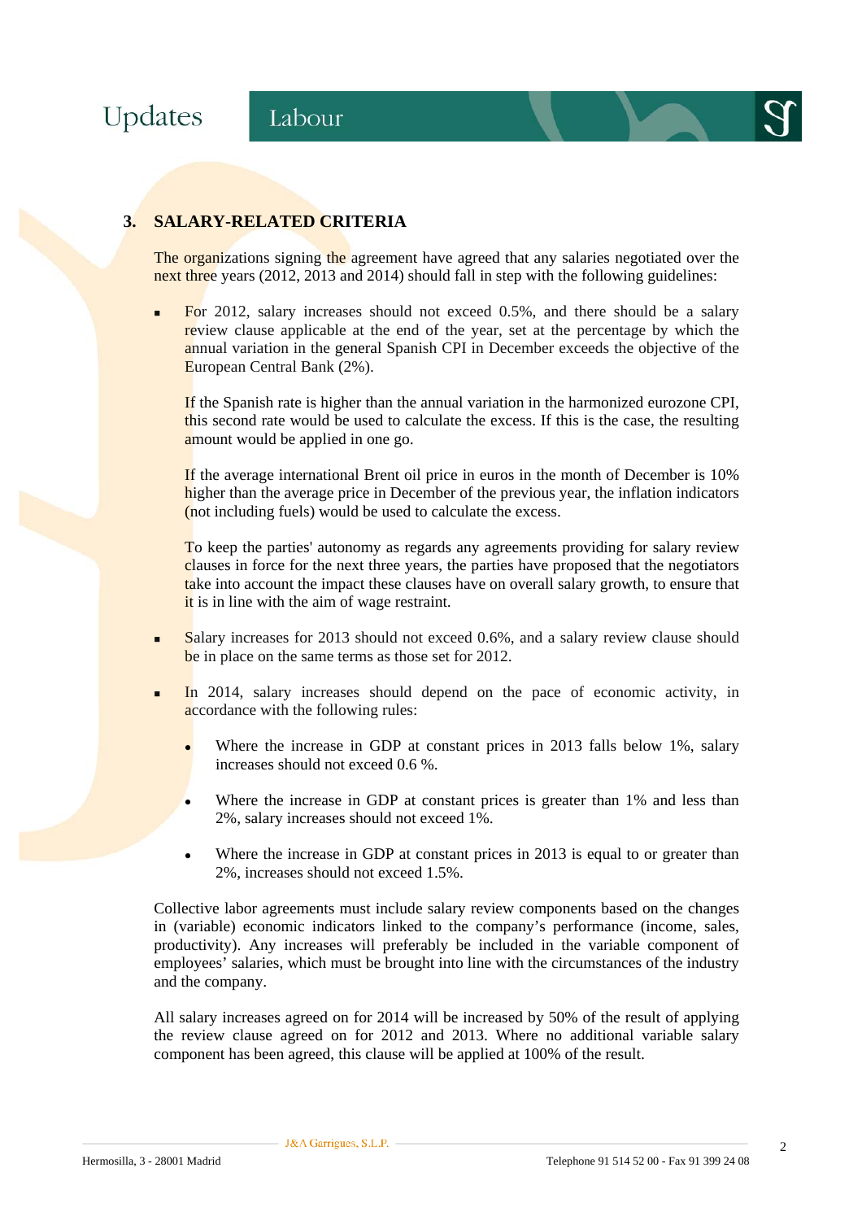## 3. SALARY-RELATED CRITERIA

The organizations signing the agreement have agreed that any salaries negotiated over the next three years (2012, 2013 and 2014) should fall in step with the following guidelines:

- For 2012, salary increases should not exceed 0.5%, and there should be a salary review clause applicable at the end of the year, set at the percentage by which the annual variation in the general Spanish CPI in December exceeds the objective of the European Central Bank (2%).

  If the Spanish rate is higher than the annual variation in the harmonized eurozone CPI, this second rate would be used to calculate the excess. If this is the case, the resulting amount would be applied in one go.

  If the average international Brent oil price in euros in the month of December is 10% higher than the average price in December of the previous year, the inflation indicators (not including fuels) would be used to calculate the excess.

  To keep the parties' autonomy as regards any agreements providing for salary review clauses in force for the next three years, the parties have proposed that the negotiators take into account the impact these clauses have on overall salary growth, to ensure that it is in line with the aim of wage restraint.

- Salary increases for 2013 should not exceed 0.6%, and a salary review clause should be in place on the same terms as those set for 2012.

- In 2014, salary increases should depend on the pace of economic activity, in accordance with the following rules:

  - Where the increase in GDP at constant prices in 2013 falls below 1%, salary increases should not exceed 0.6 %.

  - Where the increase in GDP at constant prices is greater than 1% and less than 2%, salary increases should not exceed 1%.

  - Where the increase in GDP at constant prices in 2013 is equal to or greater than 2%, increases should not exceed 1.5%.

Collective labor agreements must include salary review components based on the changes in (variable) economic indicators linked to the company's performance (income, sales, productivity). Any increases will preferably be included in the variable component of employees' salaries, which must be brought into line with the circumstances of the industry and the company.

All salary increases agreed on for 2014 will be increased by 50% of the result of applying the review clause agreed on for 2012 and 2013. Where no additional variable salary component has been agreed, this clause will be applied at 100% of the result.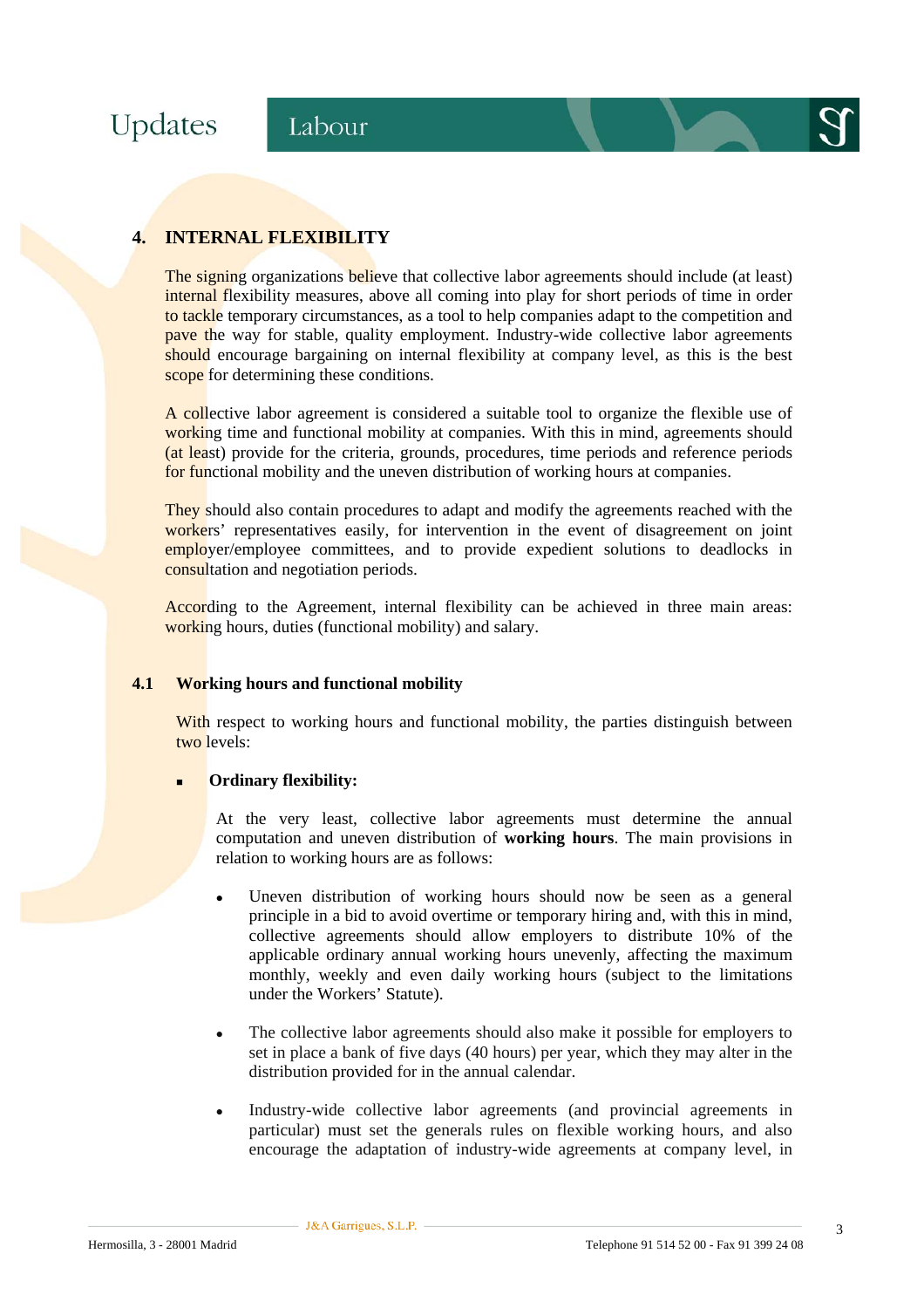## 4. INTERNAL FLEXIBILITY

The signing organizations believe that collective labor agreements should include (at least) internal flexibility measures, above all coming into play for short periods of time in order to tackle temporary circumstances, as a tool to help companies adapt to the competition and pave the way for stable, quality employment. Industry-wide collective labor agreements should encourage bargaining on internal flexibility at company level, as this is the best scope for determining these conditions.

A collective labor agreement is considered a suitable tool to organize the flexible use of working time and functional mobility at companies. With this in mind, agreements should (at least) provide for the criteria, grounds, procedures, time periods and reference periods for functional mobility and the uneven distribution of working hours at companies.

They should also contain procedures to adapt and modify the agreements reached with the workers' representatives easily, for intervention in the event of disagreement on joint employer/employee committees, and to provide expedient solutions to deadlocks in consultation and negotiation periods.

According to the Agreement, internal flexibility can be achieved in three main areas: working hours, duties (functional mobility) and salary.

### 4.1 Working hours and functional mobility

With respect to working hours and functional mobility, the parties distinguish between two levels:

- **Ordinary flexibility:**

  At the very least, collective labor agreements must determine the annual computation and uneven distribution of **working hours**. The main provisions in relation to working hours are as follows:

  - Uneven distribution of working hours should now be seen as a general principle in a bid to avoid overtime or temporary hiring and, with this in mind, collective agreements should allow employers to distribute 10% of the applicable ordinary annual working hours unevenly, affecting the maximum monthly, weekly and even daily working hours (subject to the limitations under the Workers' Statute).

  - The collective labor agreements should also make it possible for employers to set in place a bank of five days (40 hours) per year, which they may alter in the distribution provided for in the annual calendar.

  - Industry-wide collective labor agreements (and provincial agreements in particular) must set the generals rules on flexible working hours, and also encourage the adaptation of industry-wide agreements at company level, in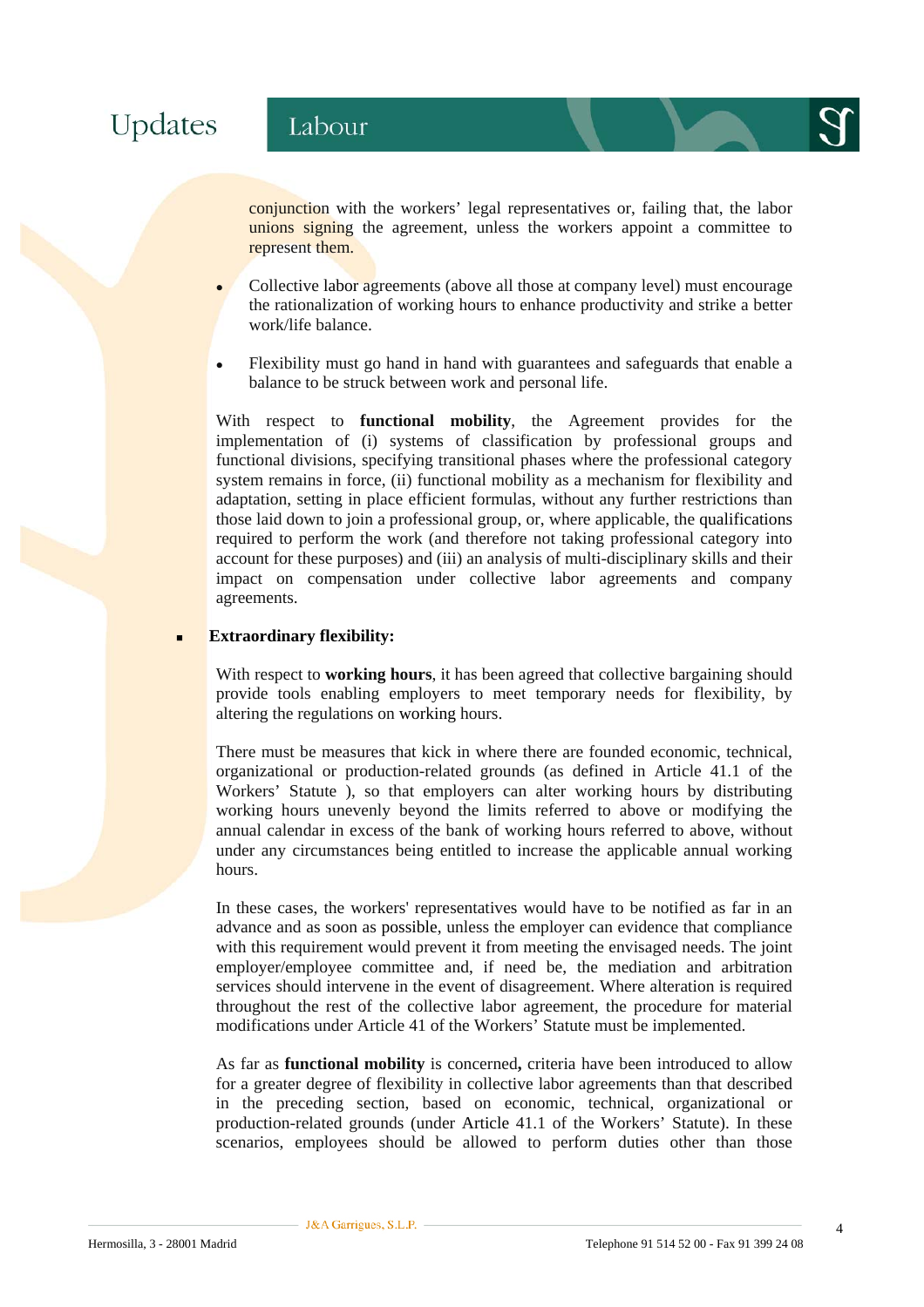conjunction with the workers' legal representatives or, failing that, the labor unions signing the agreement, unless the workers appoint a committee to represent them.

- Collective labor agreements (above all those at company level) must encourage the rationalization of working hours to enhance productivity and strike a better work/life balance.

- Flexibility must go hand in hand with guarantees and safeguards that enable a balance to be struck between work and personal life.

With respect to **functional mobility**, the Agreement provides for the implementation of (i) systems of classification by professional groups and functional divisions, specifying transitional phases where the professional category system remains in force, (ii) functional mobility as a mechanism for flexibility and adaptation, setting in place efficient formulas, without any further restrictions than those laid down to join a professional group, or, where applicable, the qualifications required to perform the work (and therefore not taking professional category into account for these purposes) and (iii) an analysis of multi-disciplinary skills and their impact on compensation under collective labor agreements and company agreements.

- **Extraordinary flexibility:**

With respect to **working hours**, it has been agreed that collective bargaining should provide tools enabling employers to meet temporary needs for flexibility, by altering the regulations on working hours.

There must be measures that kick in where there are founded economic, technical, organizational or production-related grounds (as defined in Article 41.1 of the Workers' Statute ), so that employers can alter working hours by distributing working hours unevenly beyond the limits referred to above or modifying the annual calendar in excess of the bank of working hours referred to above, without under any circumstances being entitled to increase the applicable annual working hours.

In these cases, the workers' representatives would have to be notified as far in an advance and as soon as possible, unless the employer can evidence that compliance with this requirement would prevent it from meeting the envisaged needs. The joint employer/employee committee and, if need be, the mediation and arbitration services should intervene in the event of disagreement. Where alteration is required throughout the rest of the collective labor agreement, the procedure for material modifications under Article 41 of the Workers' Statute must be implemented.

As far as **functional mobility** is concerned**,** criteria have been introduced to allow for a greater degree of flexibility in collective labor agreements than that described in the preceding section, based on economic, technical, organizational or production-related grounds (under Article 41.1 of the Workers' Statute). In these scenarios, employees should be allowed to perform duties other than those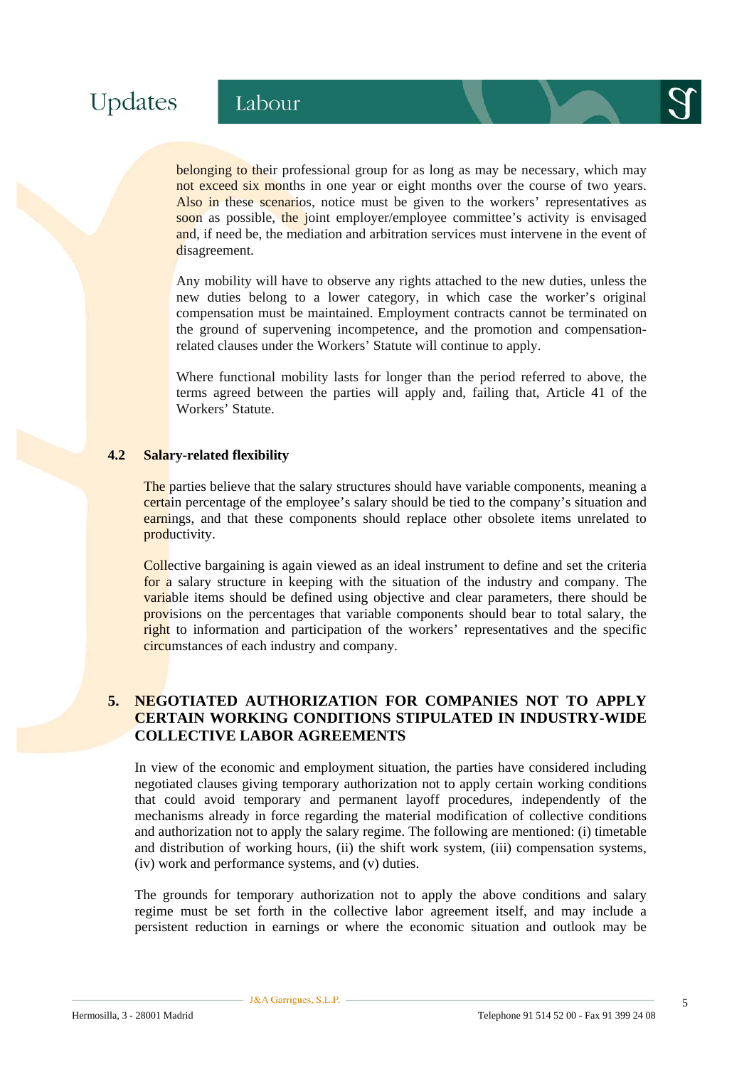belonging to their professional group for as long as may be necessary, which may not exceed six months in one year or eight months over the course of two years. Also in these scenarios, notice must be given to the workers' representatives as soon as possible, the joint employer/employee committee's activity is envisaged and, if need be, the mediation and arbitration services must intervene in the event of disagreement.

Any mobility will have to observe any rights attached to the new duties, unless the new duties belong to a lower category, in which case the worker's original compensation must be maintained. Employment contracts cannot be terminated on the ground of supervening incompetence, and the promotion and compensation-related clauses under the Workers' Statute will continue to apply.

Where functional mobility lasts for longer than the period referred to above, the terms agreed between the parties will apply and, failing that, Article 41 of the Workers' Statute.

### 4.2 Salary-related flexibility

The parties believe that the salary structures should have variable components, meaning a certain percentage of the employee's salary should be tied to the company's situation and earnings, and that these components should replace other obsolete items unrelated to productivity.

Collective bargaining is again viewed as an ideal instrument to define and set the criteria for a salary structure in keeping with the situation of the industry and company. The variable items should be defined using objective and clear parameters, there should be provisions on the percentages that variable components should bear to total salary, the right to information and participation of the workers' representatives and the specific circumstances of each industry and company.

## 5. NEGOTIATED AUTHORIZATION FOR COMPANIES NOT TO APPLY CERTAIN WORKING CONDITIONS STIPULATED IN INDUSTRY-WIDE COLLECTIVE LABOR AGREEMENTS

In view of the economic and employment situation, the parties have considered including negotiated clauses giving temporary authorization not to apply certain working conditions that could avoid temporary and permanent layoff procedures, independently of the mechanisms already in force regarding the material modification of collective conditions and authorization not to apply the salary regime. The following are mentioned: (i) timetable and distribution of working hours, (ii) the shift work system, (iii) compensation systems, (iv) work and performance systems, and (v) duties.

The grounds for temporary authorization not to apply the above conditions and salary regime must be set forth in the collective labor agreement itself, and may include a persistent reduction in earnings or where the economic situation and outlook may be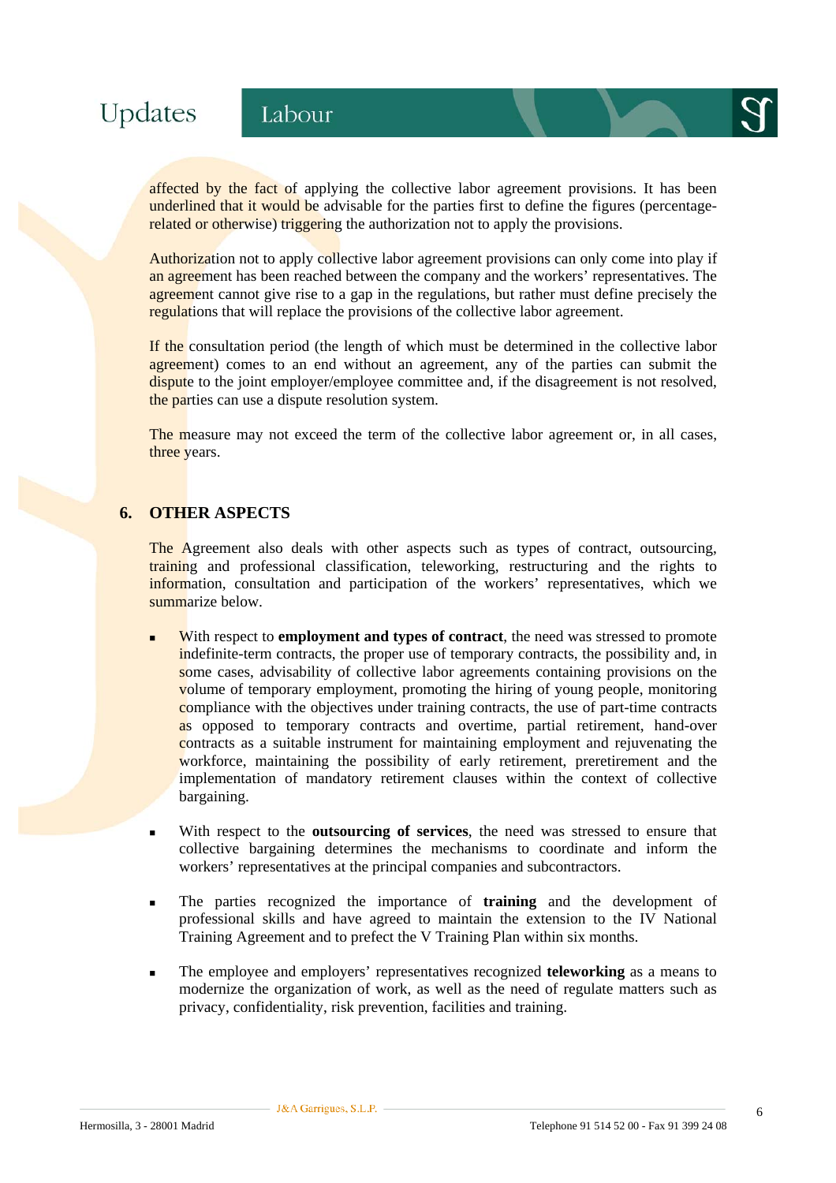affected by the fact of applying the collective labor agreement provisions. It has been underlined that it would be advisable for the parties first to define the figures (percentage-related or otherwise) triggering the authorization not to apply the provisions.

Authorization not to apply collective labor agreement provisions can only come into play if an agreement has been reached between the company and the workers' representatives. The agreement cannot give rise to a gap in the regulations, but rather must define precisely the regulations that will replace the provisions of the collective labor agreement.

If the consultation period (the length of which must be determined in the collective labor agreement) comes to an end without an agreement, any of the parties can submit the dispute to the joint employer/employee committee and, if the disagreement is not resolved, the parties can use a dispute resolution system.

The measure may not exceed the term of the collective labor agreement or, in all cases, three years.

## 6. OTHER ASPECTS

The Agreement also deals with other aspects such as types of contract, outsourcing, training and professional classification, teleworking, restructuring and the rights to information, consultation and participation of the workers' representatives, which we summarize below.

- With respect to **employment and types of contract**, the need was stressed to promote indefinite-term contracts, the proper use of temporary contracts, the possibility and, in some cases, advisability of collective labor agreements containing provisions on the volume of temporary employment, promoting the hiring of young people, monitoring compliance with the objectives under training contracts, the use of part-time contracts as opposed to temporary contracts and overtime, partial retirement, hand-over contracts as a suitable instrument for maintaining employment and rejuvenating the workforce, maintaining the possibility of early retirement, preretirement and the implementation of mandatory retirement clauses within the context of collective bargaining.

- With respect to the **outsourcing of services**, the need was stressed to ensure that collective bargaining determines the mechanisms to coordinate and inform the workers' representatives at the principal companies and subcontractors.

- The parties recognized the importance of **training** and the development of professional skills and have agreed to maintain the extension to the IV National Training Agreement and to prefect the V Training Plan within six months.

- The employee and employers' representatives recognized **teleworking** as a means to modernize the organization of work, as well as the need of regulate matters such as privacy, confidentiality, risk prevention, facilities and training.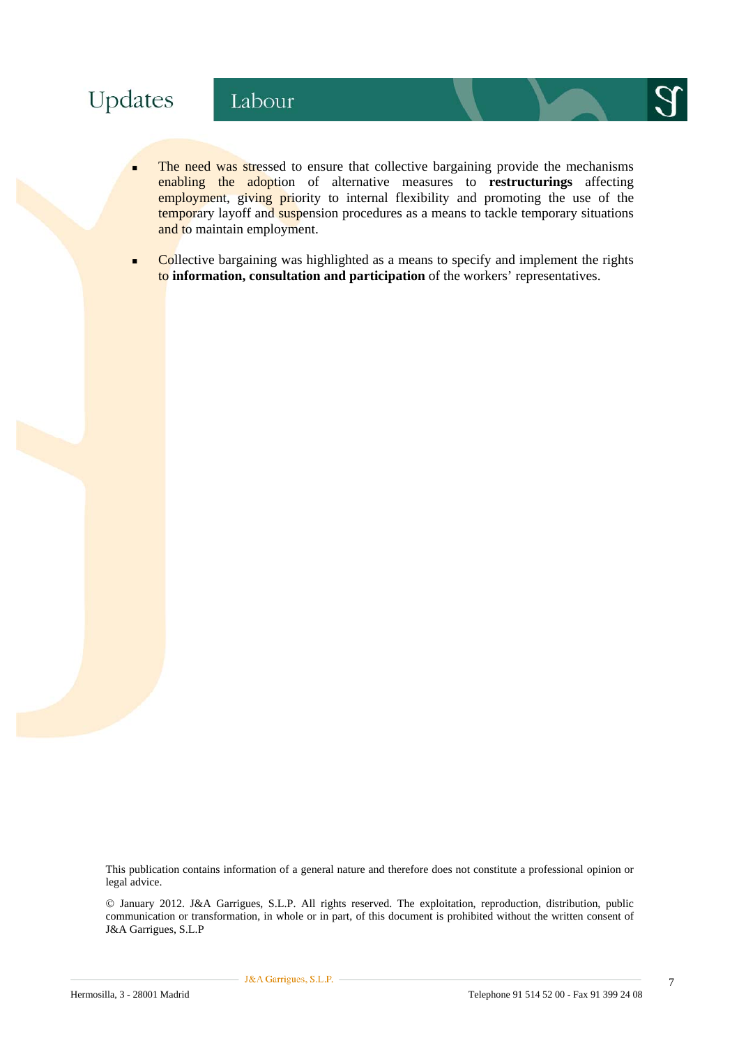- The need was stressed to ensure that collective bargaining provide the mechanisms enabling the adoption of alternative measures to **restructurings** affecting employment, giving priority to internal flexibility and promoting the use of the temporary layoff and suspension procedures as a means to tackle temporary situations and to maintain employment.

- Collective bargaining was highlighted as a means to specify and implement the rights to **information, consultation and participation** of the workers' representatives.

This publication contains information of a general nature and therefore does not constitute a professional opinion or legal advice.

© January 2012. J&A Garrigues, S.L.P. All rights reserved. The exploitation, reproduction, distribution, public communication or transformation, in whole or in part, of this document is prohibited without the written consent of J&A Garrigues, S.L.P